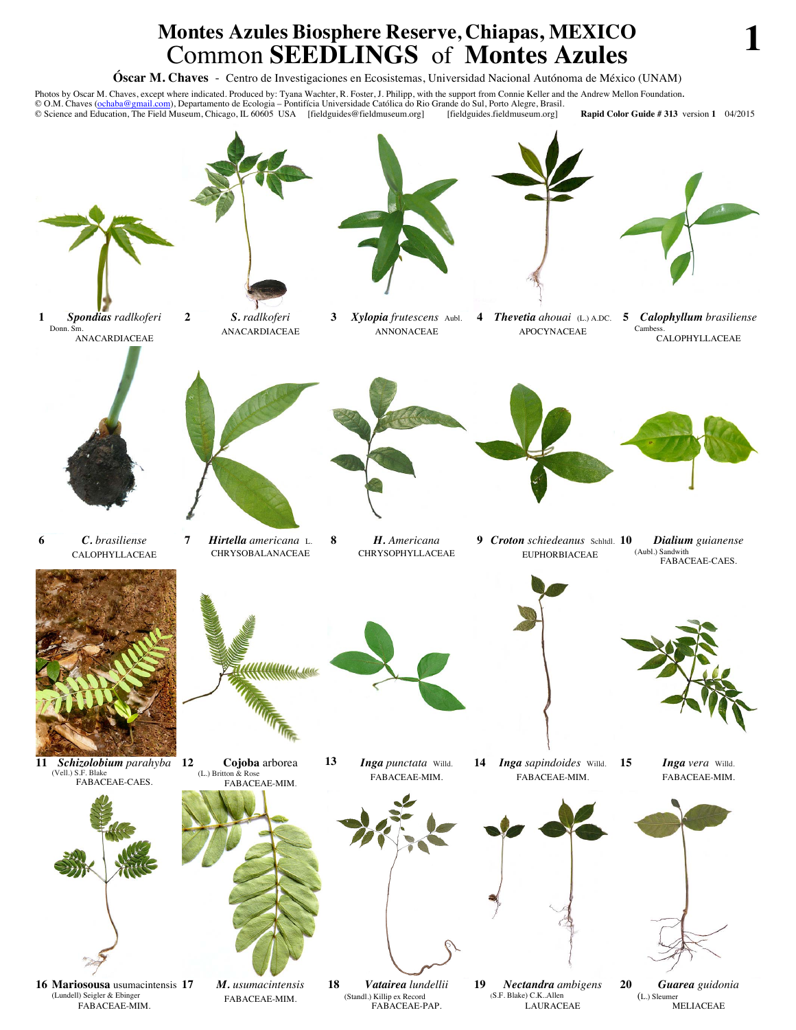# Montes Azules Biosphere Reserve, Chiapas, MEXICO
## Common **SEEDLINGS** of **Montes Azules**

**Óscar M. Chaves** - Centro de Investigaciones en Ecosistemas, Universidad Nacional Autónoma de México (UNAM)

Photos by Oscar M. Chaves, except where indicated. Produced by: Tyana Wachter, R. Foster, J. Philipp, with the support from Connie Keller and the Andrew Mellon Foundation.
© O.M. Chaves (ochaba@gmail.com), Departamento de Ecologia – Pontifícia Universidade Católica do Rio Grande do Sul, Porto Alegre, Brasil.
© Science and Education, The Field Museum, Chicago, IL 60605 USA [fieldguides@fieldmuseum.org] [fieldguides.fieldmuseum.org] **Rapid Color Guide # 313** version **1** 04/2015

**1** ***Spondias*** *radlkoferi* Donn. Sm.
ANACARDIACEAE

**2** ***S.*** *radlkoferi*
ANACARDIACEAE

**3** ***Xylopia*** *frutescens* Aubl.
ANNONACEAE

**4** ***Thevetia*** *ahouai* (L.) A.DC.
APOCYNACEAE

**5** ***Calophyllum*** *brasiliense* Cambess.
CALOPHYLLACEAE

**6** ***C.*** *brasiliense*
CALOPHYLLACEAE

**7** ***Hirtella*** *americana* L.
CHRYSOBALANACEAE

**8** ***H.*** *Americana*
CHRYSOPHYLLACEAE

**9** ***Croton*** *schiedeanus* Schltdl.
EUPHORBIACEAE

**10** ***Dialium*** *guianense* (Aubl.) Sandwith
FABACEAE-CAES.

**11** ***Schizolobium*** *parahyba* (Vell.) S.F. Blake
FABACEAE-CAES.

**12** **Cojoba** arborea (L.) Britton & Rose
FABACEAE-MIM.

**13** ***Inga*** *punctata* Willd.
FABACEAE-MIM.

**14** ***Inga*** *sapindoides* Willd.
FABACEAE-MIM.

**15** ***Inga*** *vera* Willd.
FABACEAE-MIM.

**16** **Mariosousa** usumacintensis (Lundell) Seigler & Ebinger
FABACEAE-MIM.

**17** ***M.*** *usumacintensis*
FABACEAE-MIM.

**18** ***Vatairea*** *lundellii* (Standl.) Killip ex Record
FABACEAE-PAP.

**19** ***Nectandra*** *ambigens* (S.F. Blake) C.K..Allen
LAURACEAE

**20** ***Guarea*** *guidonia* (L.) Sleumer
MELIACEAE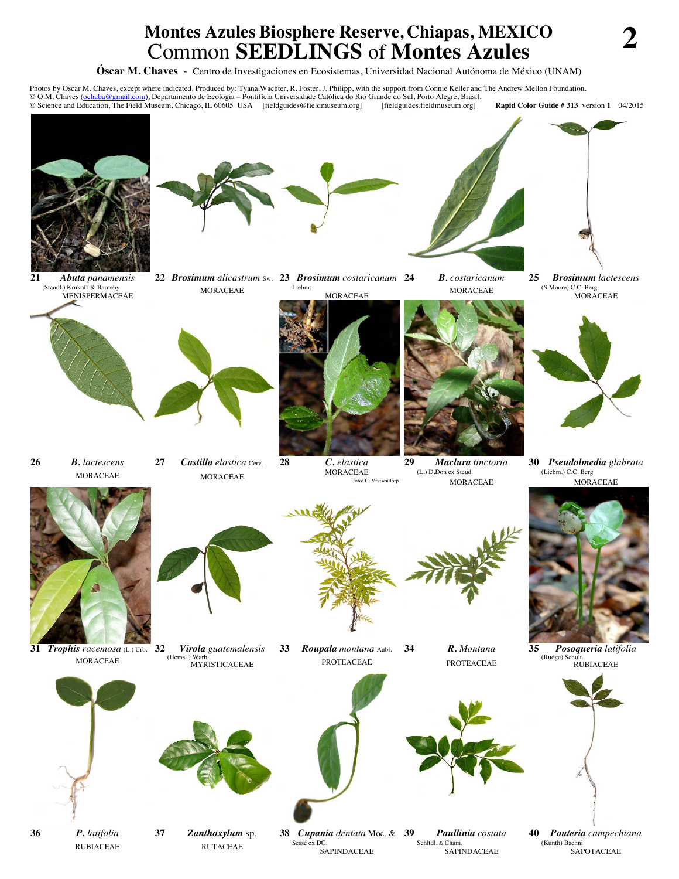# Montes Azules Biosphere Reserve, Chiapas, MEXICO
## Common **SEEDLINGS** of **Montes Azules**

**Óscar M. Chaves** - Centro de Investigaciones en Ecosistemas, Universidad Nacional Autónoma de México (UNAM)

Photos by Oscar M. Chaves, except where indicated. Produced by: Tyana.Wachter, R. Foster, J. Philipp, with the support from Connie Keller and The Andrew Mellon Foundation.
© O.M. Chaves (ochaba@gmail.com), Departamento de Ecologia – Pontifícia Universidade Católica do Rio Grande do Sul, Porto Alegre, Brasil.
© Science and Education, The Field Museum, Chicago, IL 60605 USA [fieldguides@fieldmuseum.org] [fieldguides.fieldmuseum.org] **Rapid Color Guide # 313** version **1** 04/2015

21 ***Abuta*** *panamensis* (Standl.) Krukoff & Barneby
MENISPERMACEAE

22 ***Brosimum*** *alicastrum* Sw.
MORACEAE

23 ***Brosimum*** *costaricanum* Liebm.
MORACEAE

24 ***B.*** *costaricanum*
MORACEAE

25 ***Brosimum*** *lactescens* (S.Moore) C.C. Berg
MORACEAE

26 ***B.*** *lactescens*
MORACEAE

27 ***Castilla*** *elastica* Cerv.
MORACEAE

28 ***C.*** *elastica*
MORACEAE
foto: C. Vriesendorp

29 ***Maclura*** *tinctoria* (L.) D.Don ex Steud.
MORACEAE

30 ***Pseudolmedia*** *glabrata* (Liebm.) C.C. Berg
MORACEAE

31 ***Trophis*** *racemosa* (L.) Urb.
MORACEAE

32 ***Virola*** *guatemalensis* (Hemsl.) Warb.
MYRISTICACEAE

33 ***Roupala*** *montana* Aubl.
PROTEACEAE

34 ***R.*** *Montana*
PROTEACEAE

35 ***Posoqueria*** *latifolia* (Rudge) Schult.
RUBIACEAE

36 ***P.*** *latifolia*
RUBIACEAE

37 ***Zanthoxylum*** sp.
RUTACEAE

38 ***Cupania*** *dentata* Moc. & Sessé ex DC.
SAPINDACEAE

39 ***Paullinia*** *costata* Schltdl. & Cham.
SAPINDACEAE

40 ***Pouteria*** *campechiana* (Kunth) Baehni
SAPOTACEAE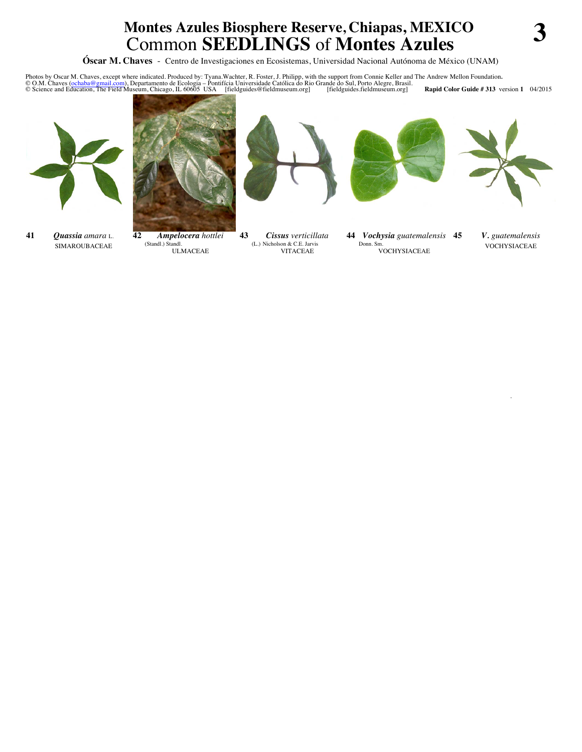# Montes Azules Biosphere Reserve, Chiapas, MEXICO
## Common **SEEDLINGS** of **Montes Azules**

**Óscar M. Chaves** - Centro de Investigaciones en Ecosistemas, Universidad Nacional Autónoma de México (UNAM)

Photos by Oscar M. Chaves, except where indicated. Produced by: Tyana.Wachter, R. Foster, J. Philipp, with the support from Connie Keller and The Andrew Mellon Foundation.
© O.M. Chaves (ochaba@gmail.com), Departamento de Ecologia – Pontifícia Universidade Católica do Rio Grande do Sul, Porto Alegre, Brasil.
© Science and Education, The Field Museum, Chicago, IL 60605 USA [fieldguides@fieldmuseum.org] [fieldguides.fieldmuseum.org] **Rapid Color Guide # 313** version **1** 04/2015

**41** ***Quassia*** *amara* L.
SIMAROUBACEAE

**42** ***Ampelocera*** *hottlei* (Standl.) Standl.
ULMACEAE

**43** ***Cissus*** *verticillata* (L.) Nicholson & C.E. Jarvis
VITACEAE

**44** ***Vochysia*** *guatemalensis* Donn. Sm.
VOCHYSIACEAE

**45** ***V.*** *guatemalensis*
VOCHYSIACEAE